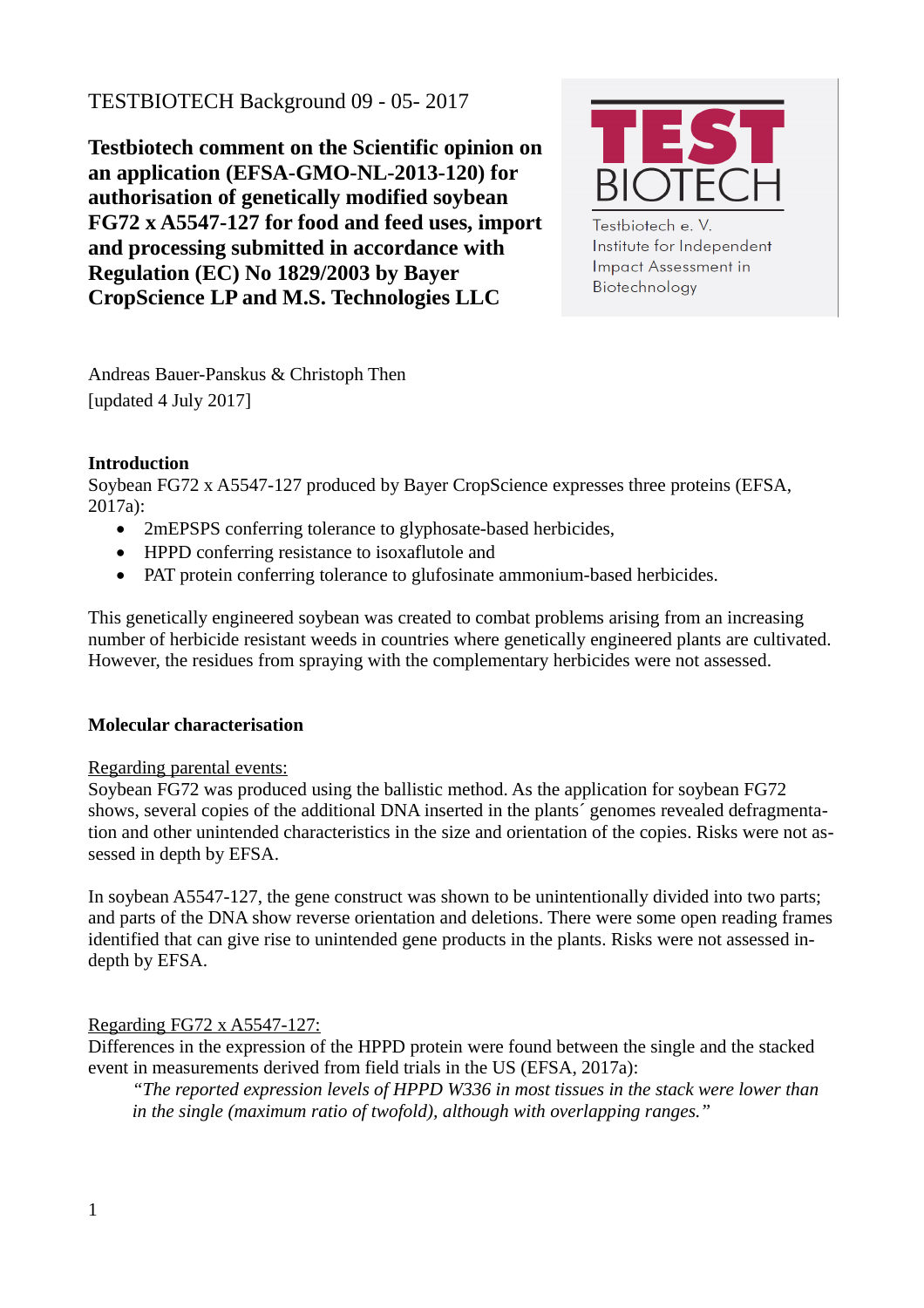TESTBIOTECH Background 09 - 05- 2017

# Testbiotech comment on the Scientific opinion on an application (EFSA-GMO-NL-2013-120) for authorisation of genetically modified soybean FG72 x A5547-127 for food and feed uses, import and processing submitted in accordance with Regulation (EC) No 1829/2003 by Bayer CropScience LP and M.S. Technologies LLC

TEST BIOTECH

Testbiotech e. V.
Institute for Independent Impact Assessment in Biotechnology

Andreas Bauer-Panskus & Christoph Then
[updated 4 July 2017]

**Introduction**

Soybean FG72 x A5547-127 produced by Bayer CropScience expresses three proteins (EFSA, 2017a):

- 2mEPSPS conferring tolerance to glyphosate-based herbicides,
- HPPD conferring resistance to isoxaflutole and
- PAT protein conferring tolerance to glufosinate ammonium-based herbicides.

This genetically engineered soybean was created to combat problems arising from an increasing number of herbicide resistant weeds in countries where genetically engineered plants are cultivated. However, the residues from spraying with the complementary herbicides were not assessed.

**Molecular characterisation**

Regarding parental events:

Soybean FG72 was produced using the ballistic method. As the application for soybean FG72 shows, several copies of the additional DNA inserted in the plants´ genomes revealed defragmentation and other unintended characteristics in the size and orientation of the copies. Risks were not assessed in depth by EFSA.

In soybean A5547-127, the gene construct was shown to be unintentionally divided into two parts; and parts of the DNA show reverse orientation and deletions. There were some open reading frames identified that can give rise to unintended gene products in the plants. Risks were not assessed in-depth by EFSA.

Regarding FG72 x A5547-127:

Differences in the expression of the HPPD protein were found between the single and the stacked event in measurements derived from field trials in the US (EFSA, 2017a):

> *"The reported expression levels of HPPD W336 in most tissues in the stack were lower than in the single (maximum ratio of twofold), although with overlapping ranges."*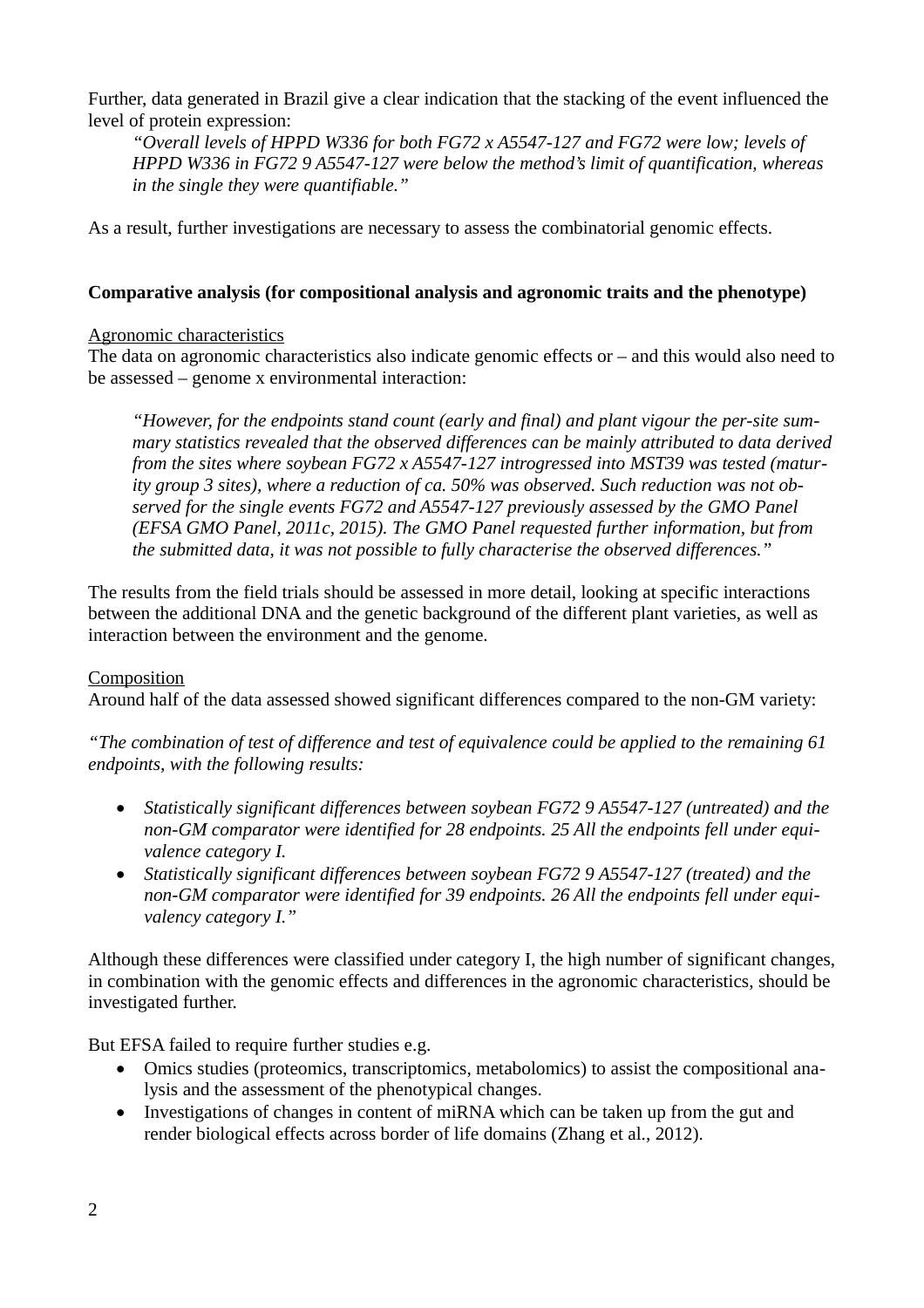Further, data generated in Brazil give a clear indication that the stacking of the event influenced the level of protein expression:

> *"Overall levels of HPPD W336 for both FG72 x A5547-127 and FG72 were low; levels of HPPD W336 in FG72 9 A5547-127 were below the method's limit of quantification, whereas in the single they were quantifiable."*

As a result, further investigations are necessary to assess the combinatorial genomic effects.

**Comparative analysis (for compositional analysis and agronomic traits and the phenotype)**

Agronomic characteristics

The data on agronomic characteristics also indicate genomic effects or – and this would also need to be assessed – genome x environmental interaction:

> *"However, for the endpoints stand count (early and final) and plant vigour the per-site summary statistics revealed that the observed differences can be mainly attributed to data derived from the sites where soybean FG72 x A5547-127 introgressed into MST39 was tested (maturity group 3 sites), where a reduction of ca. 50% was observed. Such reduction was not observed for the single events FG72 and A5547-127 previously assessed by the GMO Panel (EFSA GMO Panel, 2011c, 2015). The GMO Panel requested further information, but from the submitted data, it was not possible to fully characterise the observed differences."*

The results from the field trials should be assessed in more detail, looking at specific interactions between the additional DNA and the genetic background of the different plant varieties, as well as interaction between the environment and the genome.

Composition

Around half of the data assessed showed significant differences compared to the non-GM variety:

*"The combination of test of difference and test of equivalence could be applied to the remaining 61 endpoints, with the following results:*

- *Statistically significant differences between soybean FG72 9 A5547-127 (untreated) and the non-GM comparator were identified for 28 endpoints. 25 All the endpoints fell under equivalence category I.*
- *Statistically significant differences between soybean FG72 9 A5547-127 (treated) and the non-GM comparator were identified for 39 endpoints. 26 All the endpoints fell under equivalency category I."*

Although these differences were classified under category I, the high number of significant changes, in combination with the genomic effects and differences in the agronomic characteristics, should be investigated further.

But EFSA failed to require further studies e.g.

- Omics studies (proteomics, transcriptomics, metabolomics) to assist the compositional analysis and the assessment of the phenotypical changes.
- Investigations of changes in content of miRNA which can be taken up from the gut and render biological effects across border of life domains (Zhang et al., 2012).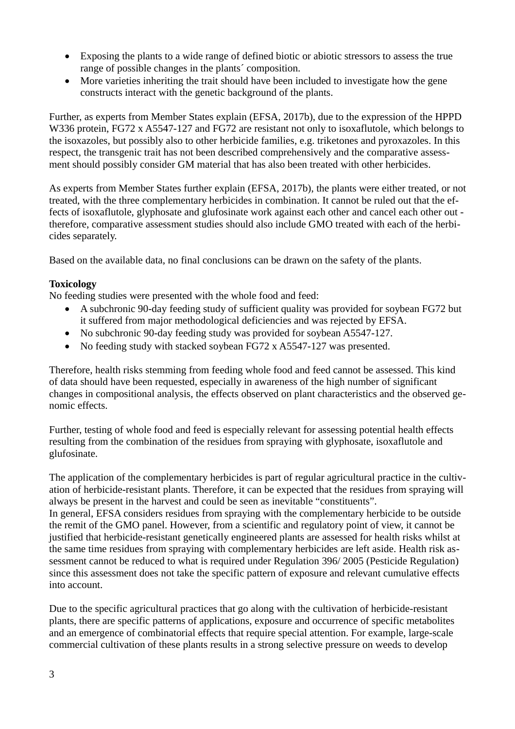- Exposing the plants to a wide range of defined biotic or abiotic stressors to assess the true range of possible changes in the plants´ composition.
- More varieties inheriting the trait should have been included to investigate how the gene constructs interact with the genetic background of the plants.

Further, as experts from Member States explain (EFSA, 2017b), due to the expression of the HPPD W336 protein, FG72 x A5547-127 and FG72 are resistant not only to isoxaflutole, which belongs to the isoxazoles, but possibly also to other herbicide families, e.g. triketones and pyroxazoles. In this respect, the transgenic trait has not been described comprehensively and the comparative assessment should possibly consider GM material that has also been treated with other herbicides.

As experts from Member States further explain (EFSA, 2017b), the plants were either treated, or not treated, with the three complementary herbicides in combination. It cannot be ruled out that the effects of isoxaflutole, glyphosate and glufosinate work against each other and cancel each other out - therefore, comparative assessment studies should also include GMO treated with each of the herbicides separately.

Based on the available data, no final conclusions can be drawn on the safety of the plants.

**Toxicology**

No feeding studies were presented with the whole food and feed:

- A subchronic 90-day feeding study of sufficient quality was provided for soybean FG72 but it suffered from major methodological deficiencies and was rejected by EFSA.
- No subchronic 90-day feeding study was provided for soybean A5547-127.
- No feeding study with stacked soybean FG72 x A5547-127 was presented.

Therefore, health risks stemming from feeding whole food and feed cannot be assessed. This kind of data should have been requested, especially in awareness of the high number of significant changes in compositional analysis, the effects observed on plant characteristics and the observed genomic effects.

Further, testing of whole food and feed is especially relevant for assessing potential health effects resulting from the combination of the residues from spraying with glyphosate, isoxaflutole and glufosinate.

The application of the complementary herbicides is part of regular agricultural practice in the cultivation of herbicide-resistant plants. Therefore, it can be expected that the residues from spraying will always be present in the harvest and could be seen as inevitable "constituents".
In general, EFSA considers residues from spraying with the complementary herbicide to be outside the remit of the GMO panel. However, from a scientific and regulatory point of view, it cannot be justified that herbicide-resistant genetically engineered plants are assessed for health risks whilst at the same time residues from spraying with complementary herbicides are left aside. Health risk assessment cannot be reduced to what is required under Regulation 396/ 2005 (Pesticide Regulation) since this assessment does not take the specific pattern of exposure and relevant cumulative effects into account.

Due to the specific agricultural practices that go along with the cultivation of herbicide-resistant plants, there are specific patterns of applications, exposure and occurrence of specific metabolites and an emergence of combinatorial effects that require special attention. For example, large-scale commercial cultivation of these plants results in a strong selective pressure on weeds to develop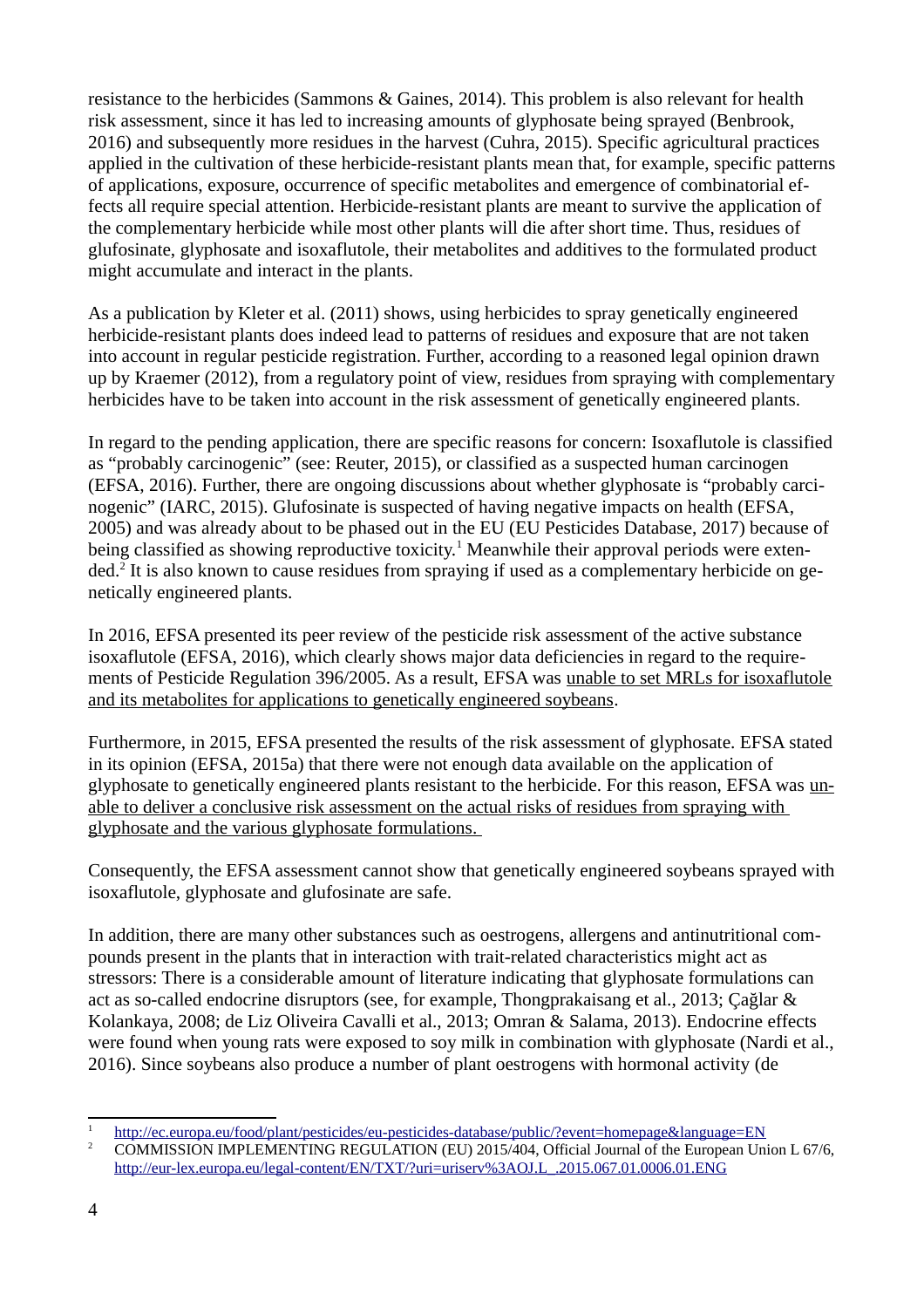resistance to the herbicides (Sammons & Gaines, 2014). This problem is also relevant for health risk assessment, since it has led to increasing amounts of glyphosate being sprayed (Benbrook, 2016) and subsequently more residues in the harvest (Cuhra, 2015). Specific agricultural practices applied in the cultivation of these herbicide-resistant plants mean that, for example, specific patterns of applications, exposure, occurrence of specific metabolites and emergence of combinatorial effects all require special attention. Herbicide-resistant plants are meant to survive the application of the complementary herbicide while most other plants will die after short time. Thus, residues of glufosinate, glyphosate and isoxaflutole, their metabolites and additives to the formulated product might accumulate and interact in the plants.

As a publication by Kleter et al. (2011) shows, using herbicides to spray genetically engineered herbicide-resistant plants does indeed lead to patterns of residues and exposure that are not taken into account in regular pesticide registration. Further, according to a reasoned legal opinion drawn up by Kraemer (2012), from a regulatory point of view, residues from spraying with complementary herbicides have to be taken into account in the risk assessment of genetically engineered plants.

In regard to the pending application, there are specific reasons for concern: Isoxaflutole is classified as "probably carcinogenic" (see: Reuter, 2015), or classified as a suspected human carcinogen (EFSA, 2016). Further, there are ongoing discussions about whether glyphosate is "probably carcinogenic" (IARC, 2015). Glufosinate is suspected of having negative impacts on health (EFSA, 2005) and was already about to be phased out in the EU (EU Pesticides Database, 2017) because of being classified as showing reproductive toxicity.[1] Meanwhile their approval periods were extended.[2] It is also known to cause residues from spraying if used as a complementary herbicide on genetically engineered plants.

In 2016, EFSA presented its peer review of the pesticide risk assessment of the active substance isoxaflutole (EFSA, 2016), which clearly shows major data deficiencies in regard to the requirements of Pesticide Regulation 396/2005. As a result, EFSA was unable to set MRLs for isoxaflutole and its metabolites for applications to genetically engineered soybeans.

Furthermore, in 2015, EFSA presented the results of the risk assessment of glyphosate. EFSA stated in its opinion (EFSA, 2015a) that there were not enough data available on the application of glyphosate to genetically engineered plants resistant to the herbicide. For this reason, EFSA was unable to deliver a conclusive risk assessment on the actual risks of residues from spraying with glyphosate and the various glyphosate formulations.

Consequently, the EFSA assessment cannot show that genetically engineered soybeans sprayed with isoxaflutole, glyphosate and glufosinate are safe.

In addition, there are many other substances such as oestrogens, allergens and antinutritional compounds present in the plants that in interaction with trait-related characteristics might act as stressors: There is a considerable amount of literature indicating that glyphosate formulations can act as so-called endocrine disruptors (see, for example, Thongprakaisang et al., 2013; Çağlar & Kolankaya, 2008; de Liz Oliveira Cavalli et al., 2013; Omran & Salama, 2013). Endocrine effects were found when young rats were exposed to soy milk in combination with glyphosate (Nardi et al., 2016). Since soybeans also produce a number of plant oestrogens with hormonal activity (de

---

[1] http://ec.europa.eu/food/plant/pesticides/eu-pesticides-database/public/?event=homepage&language=EN

[2] COMMISSION IMPLEMENTING REGULATION (EU) 2015/404, Official Journal of the European Union L 67/6, http://eur-lex.europa.eu/legal-content/EN/TXT/?uri=uriserv%3AOJ.L_.2015.067.01.0006.01.ENG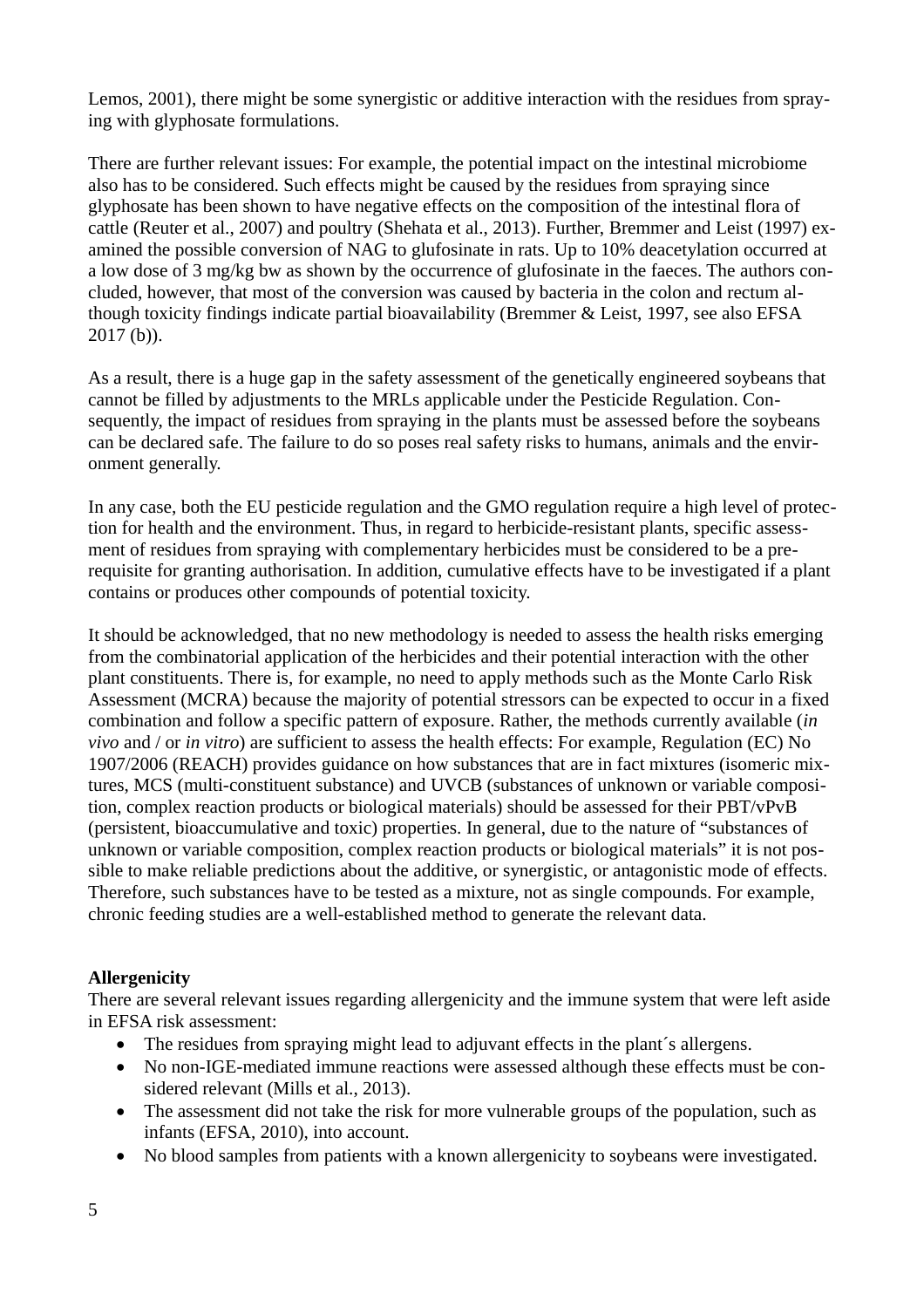Lemos, 2001), there might be some synergistic or additive interaction with the residues from spraying with glyphosate formulations.

There are further relevant issues: For example, the potential impact on the intestinal microbiome also has to be considered. Such effects might be caused by the residues from spraying since glyphosate has been shown to have negative effects on the composition of the intestinal flora of cattle (Reuter et al., 2007) and poultry (Shehata et al., 2013). Further, Bremmer and Leist (1997) examined the possible conversion of NAG to glufosinate in rats. Up to 10% deacetylation occurred at a low dose of 3 mg/kg bw as shown by the occurrence of glufosinate in the faeces. The authors concluded, however, that most of the conversion was caused by bacteria in the colon and rectum although toxicity findings indicate partial bioavailability (Bremmer & Leist, 1997, see also EFSA 2017 (b)).

As a result, there is a huge gap in the safety assessment of the genetically engineered soybeans that cannot be filled by adjustments to the MRLs applicable under the Pesticide Regulation. Consequently, the impact of residues from spraying in the plants must be assessed before the soybeans can be declared safe. The failure to do so poses real safety risks to humans, animals and the environment generally.

In any case, both the EU pesticide regulation and the GMO regulation require a high level of protection for health and the environment. Thus, in regard to herbicide-resistant plants, specific assessment of residues from spraying with complementary herbicides must be considered to be a prerequisite for granting authorisation. In addition, cumulative effects have to be investigated if a plant contains or produces other compounds of potential toxicity.

It should be acknowledged, that no new methodology is needed to assess the health risks emerging from the combinatorial application of the herbicides and their potential interaction with the other plant constituents. There is, for example, no need to apply methods such as the Monte Carlo Risk Assessment (MCRA) because the majority of potential stressors can be expected to occur in a fixed combination and follow a specific pattern of exposure. Rather, the methods currently available (*in vivo* and / or *in vitro*) are sufficient to assess the health effects: For example, Regulation (EC) No 1907/2006 (REACH) provides guidance on how substances that are in fact mixtures (isomeric mixtures, MCS (multi-constituent substance) and UVCB (substances of unknown or variable composition, complex reaction products or biological materials) should be assessed for their PBT/vPvB (persistent, bioaccumulative and toxic) properties. In general, due to the nature of "substances of unknown or variable composition, complex reaction products or biological materials" it is not possible to make reliable predictions about the additive, or synergistic, or antagonistic mode of effects. Therefore, such substances have to be tested as a mixture, not as single compounds. For example, chronic feeding studies are a well-established method to generate the relevant data.

**Allergenicity**

There are several relevant issues regarding allergenicity and the immune system that were left aside in EFSA risk assessment:

- The residues from spraying might lead to adjuvant effects in the plant´s allergens.
- No non-IGE-mediated immune reactions were assessed although these effects must be considered relevant (Mills et al., 2013).
- The assessment did not take the risk for more vulnerable groups of the population, such as infants (EFSA, 2010), into account.
- No blood samples from patients with a known allergenicity to soybeans were investigated.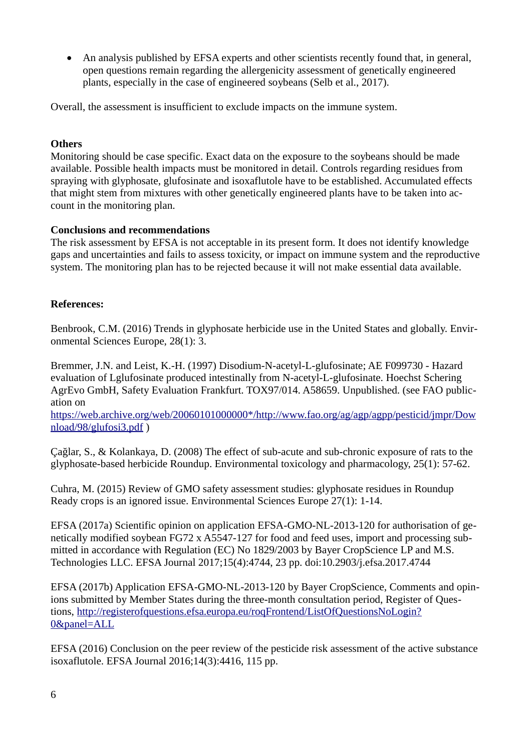- An analysis published by EFSA experts and other scientists recently found that, in general, open questions remain regarding the allergenicity assessment of genetically engineered plants, especially in the case of engineered soybeans (Selb et al., 2017).

Overall, the assessment is insufficient to exclude impacts on the immune system.

**Others**

Monitoring should be case specific. Exact data on the exposure to the soybeans should be made available. Possible health impacts must be monitored in detail. Controls regarding residues from spraying with glyphosate, glufosinate and isoxaflutole have to be established. Accumulated effects that might stem from mixtures with other genetically engineered plants have to be taken into account in the monitoring plan.

**Conclusions and recommendations**

The risk assessment by EFSA is not acceptable in its present form. It does not identify knowledge gaps and uncertainties and fails to assess toxicity, or impact on immune system and the reproductive system. The monitoring plan has to be rejected because it will not make essential data available.

**References:**

Benbrook, C.M. (2016) Trends in glyphosate herbicide use in the United States and globally. Environmental Sciences Europe, 28(1): 3.

Bremmer, J.N. and Leist, K.-H. (1997) Disodium-N-acetyl-L-glufosinate; AE F099730 - Hazard evaluation of Lglufosinate produced intestinally from N-acetyl-L-glufosinate. Hoechst Schering AgrEvo GmbH, Safety Evaluation Frankfurt. TOX97/014. A58659. Unpublished. (see FAO publication on https://web.archive.org/web/20060101000000*/http://www.fao.org/ag/agp/agpp/pesticid/jmpr/Download/98/glufosi3.pdf )

Çağlar, S., & Kolankaya, D. (2008) The effect of sub-acute and sub-chronic exposure of rats to the glyphosate-based herbicide Roundup. Environmental toxicology and pharmacology, 25(1): 57-62.

Cuhra, M. (2015) Review of GMO safety assessment studies: glyphosate residues in Roundup Ready crops is an ignored issue. Environmental Sciences Europe 27(1): 1-14.

EFSA (2017a) Scientific opinion on application EFSA-GMO-NL-2013-120 for authorisation of genetically modified soybean FG72 x A5547-127 for food and feed uses, import and processing submitted in accordance with Regulation (EC) No 1829/2003 by Bayer CropScience LP and M.S. Technologies LLC. EFSA Journal 2017;15(4):4744, 23 pp. doi:10.2903/j.efsa.2017.4744

EFSA (2017b) Application EFSA-GMO-NL-2013-120 by Bayer CropScience, Comments and opinions submitted by Member States during the three-month consultation period, Register of Questions, http://registerofquestions.efsa.europa.eu/roqFrontend/ListOfQuestionsNoLogin?0&panel=ALL

EFSA (2016) Conclusion on the peer review of the pesticide risk assessment of the active substance isoxaflutole. EFSA Journal 2016;14(3):4416, 115 pp.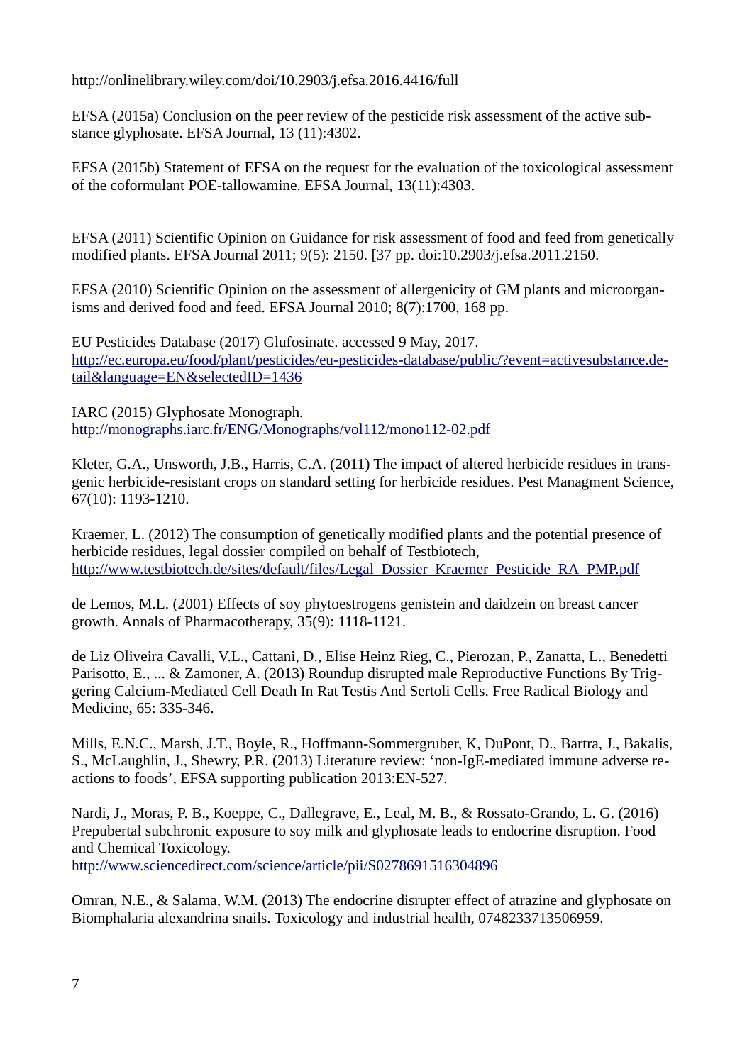http://onlinelibrary.wiley.com/doi/10.2903/j.efsa.2016.4416/full

EFSA (2015a) Conclusion on the peer review of the pesticide risk assessment of the active substance glyphosate. EFSA Journal, 13 (11):4302.

EFSA (2015b) Statement of EFSA on the request for the evaluation of the toxicological assessment of the coformulant POE-tallowamine. EFSA Journal, 13(11):4303.

EFSA (2011) Scientific Opinion on Guidance for risk assessment of food and feed from genetically modified plants. EFSA Journal 2011; 9(5): 2150. [37 pp. doi:10.2903/j.efsa.2011.2150.

EFSA (2010) Scientific Opinion on the assessment of allergenicity of GM plants and microorganisms and derived food and feed. EFSA Journal 2010; 8(7):1700, 168 pp.

EU Pesticides Database (2017) Glufosinate. accessed 9 May, 2017. http://ec.europa.eu/food/plant/pesticides/eu-pesticides-database/public/?event=activesubstance.detail&language=EN&selectedID=1436

IARC (2015) Glyphosate Monograph. http://monographs.iarc.fr/ENG/Monographs/vol112/mono112-02.pdf

Kleter, G.A., Unsworth, J.B., Harris, C.A. (2011) The impact of altered herbicide residues in transgenic herbicide-resistant crops on standard setting for herbicide residues. Pest Managment Science, 67(10): 1193-1210.

Kraemer, L. (2012) The consumption of genetically modified plants and the potential presence of herbicide residues, legal dossier compiled on behalf of Testbiotech, http://www.testbiotech.de/sites/default/files/Legal_Dossier_Kraemer_Pesticide_RA_PMP.pdf

de Lemos, M.L. (2001) Effects of soy phytoestrogens genistein and daidzein on breast cancer growth. Annals of Pharmacotherapy, 35(9): 1118-1121.

de Liz Oliveira Cavalli, V.L., Cattani, D., Elise Heinz Rieg, C., Pierozan, P., Zanatta, L., Benedetti Parisotto, E., ... & Zamoner, A. (2013) Roundup disrupted male Reproductive Functions By Triggering Calcium-Mediated Cell Death In Rat Testis And Sertoli Cells. Free Radical Biology and Medicine, 65: 335-346.

Mills, E.N.C., Marsh, J.T., Boyle, R., Hoffmann-Sommergruber, K, DuPont, D., Bartra, J., Bakalis, S., McLaughlin, J., Shewry, P.R. (2013) Literature review: 'non-IgE-mediated immune adverse reactions to foods', EFSA supporting publication 2013:EN-527.

Nardi, J., Moras, P. B., Koeppe, C., Dallegrave, E., Leal, M. B., & Rossato-Grando, L. G. (2016) Prepubertal subchronic exposure to soy milk and glyphosate leads to endocrine disruption. Food and Chemical Toxicology. http://www.sciencedirect.com/science/article/pii/S0278691516304896

Omran, N.E., & Salama, W.M. (2013) The endocrine disrupter effect of atrazine and glyphosate on Biomphalaria alexandrina snails. Toxicology and industrial health, 0748233713506959.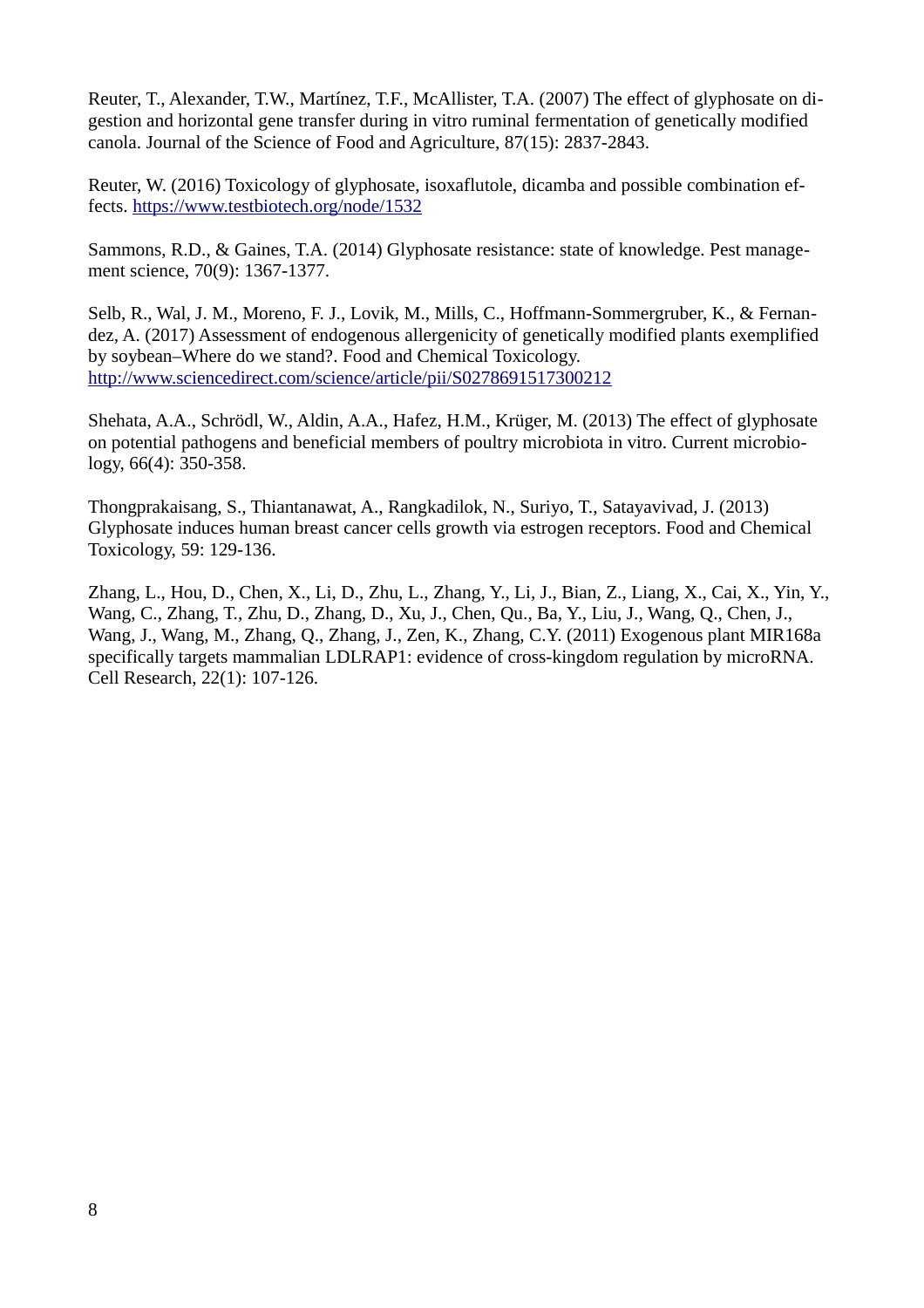Reuter, T., Alexander, T.W., Martínez, T.F., McAllister, T.A. (2007) The effect of glyphosate on digestion and horizontal gene transfer during in vitro ruminal fermentation of genetically modified canola. Journal of the Science of Food and Agriculture, 87(15): 2837-2843.

Reuter, W. (2016) Toxicology of glyphosate, isoxaflutole, dicamba and possible combination effects. https://www.testbiotech.org/node/1532

Sammons, R.D., & Gaines, T.A. (2014) Glyphosate resistance: state of knowledge. Pest management science, 70(9): 1367-1377.

Selb, R., Wal, J. M., Moreno, F. J., Lovik, M., Mills, C., Hoffmann-Sommergruber, K., & Fernandez, A. (2017) Assessment of endogenous allergenicity of genetically modified plants exemplified by soybean–Where do we stand?. Food and Chemical Toxicology. http://www.sciencedirect.com/science/article/pii/S0278691517300212

Shehata, A.A., Schrödl, W., Aldin, A.A., Hafez, H.M., Krüger, M. (2013) The effect of glyphosate on potential pathogens and beneficial members of poultry microbiota in vitro. Current microbiology, 66(4): 350-358.

Thongprakaisang, S., Thiantanawat, A., Rangkadilok, N., Suriyo, T., Satayavivad, J. (2013) Glyphosate induces human breast cancer cells growth via estrogen receptors. Food and Chemical Toxicology, 59: 129-136.

Zhang, L., Hou, D., Chen, X., Li, D., Zhu, L., Zhang, Y., Li, J., Bian, Z., Liang, X., Cai, X., Yin, Y., Wang, C., Zhang, T., Zhu, D., Zhang, D., Xu, J., Chen, Qu., Ba, Y., Liu, J., Wang, Q., Chen, J., Wang, J., Wang, M., Zhang, Q., Zhang, J., Zen, K., Zhang, C.Y. (2011) Exogenous plant MIR168a specifically targets mammalian LDLRAP1: evidence of cross-kingdom regulation by microRNA. Cell Research, 22(1): 107-126.